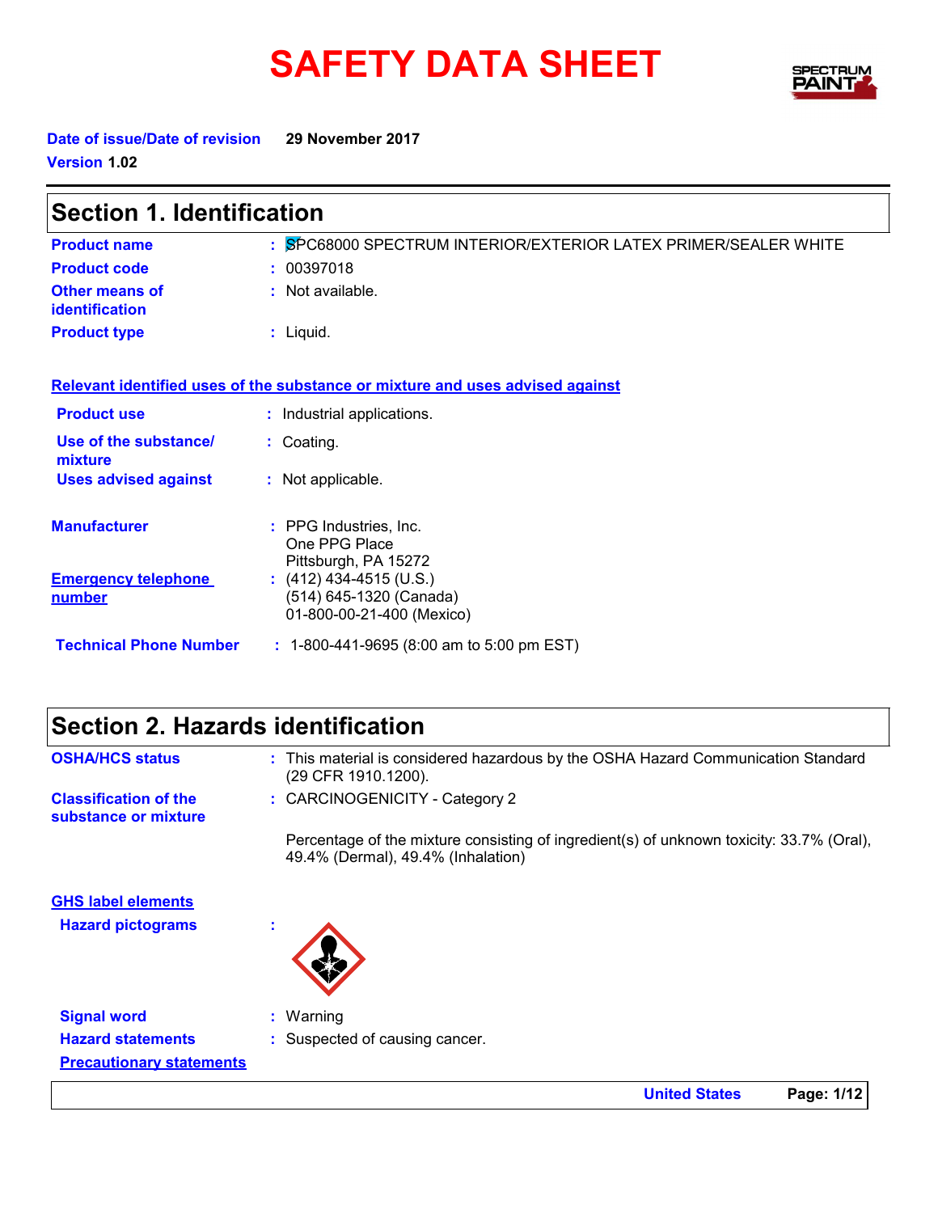# SAFETY DATA SHEET

**Date of issue/Date of revision** 29 November 2017

**Version** 1.02

## Section 1. Identification

**Product name** : SPC68000 SPECTRUM INTERIOR/EXTERIOR LATEX PRIMER/SEALER WHITE

**Product code** : 00397018

**Other means of identification** : Not available.

**Product type** : Liquid.

### Relevant identified uses of the substance or mixture and uses advised against

**Product use** : Industrial applications.

**Use of the substance/ mixture** : Coating.

**Uses advised against** : Not applicable.

**Manufacturer** : PPG Industries, Inc.
One PPG Place
Pittsburgh, PA 15272

**Emergency telephone number** : (412) 434-4515 (U.S.)
(514) 645-1320 (Canada)
01-800-00-21-400 (Mexico)

**Technical Phone Number** : 1-800-441-9695 (8:00 am to 5:00 pm EST)

## Section 2. Hazards identification

**OSHA/HCS status** : This material is considered hazardous by the OSHA Hazard Communication Standard (29 CFR 1910.1200).

**Classification of the substance or mixture** : CARCINOGENICITY - Category 2

Percentage of the mixture consisting of ingredient(s) of unknown toxicity: 33.7% (Oral), 49.4% (Dermal), 49.4% (Inhalation)

### GHS label elements

**Hazard pictograms** :

**Signal word** : Warning

**Hazard statements** : Suspected of causing cancer.

**Precautionary statements**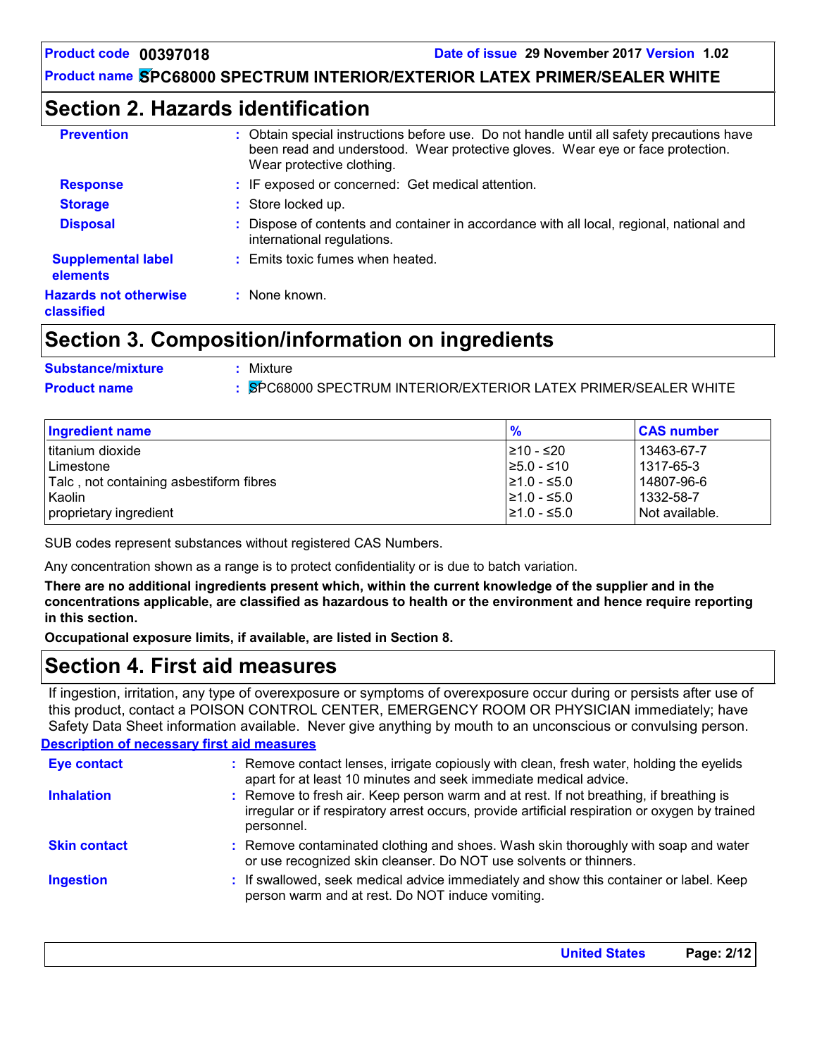## Section 2. Hazards identification

**Prevention** : Obtain special instructions before use. Do not handle until all safety precautions have been read and understood. Wear protective gloves. Wear eye or face protection. Wear protective clothing.

**Response** : IF exposed or concerned: Get medical attention.

**Storage** : Store locked up.

**Disposal** : Dispose of contents and container in accordance with all local, regional, national and international regulations.

**Supplemental label elements** : Emits toxic fumes when heated.

**Hazards not otherwise classified** : None known.

## Section 3. Composition/information on ingredients

**Substance/mixture** : Mixture

**Product name** : SPC68000 SPECTRUM INTERIOR/EXTERIOR LATEX PRIMER/SEALER WHITE

| Ingredient name | % | CAS number |
|---|---|---|
| titanium dioxide | ≥10 - ≤20 | 13463-67-7 |
| Limestone | ≥5.0 - ≤10 | 1317-65-3 |
| Talc , not containing asbestiform fibres | ≥1.0 - ≤5.0 | 14807-96-6 |
| Kaolin | ≥1.0 - ≤5.0 | 1332-58-7 |
| proprietary ingredient | ≥1.0 - ≤5.0 | Not available. |

SUB codes represent substances without registered CAS Numbers.

Any concentration shown as a range is to protect confidentiality or is due to batch variation.

**There are no additional ingredients present which, within the current knowledge of the supplier and in the concentrations applicable, are classified as hazardous to health or the environment and hence require reporting in this section.**

**Occupational exposure limits, if available, are listed in Section 8.**

## Section 4. First aid measures

If ingestion, irritation, any type of overexposure or symptoms of overexposure occur during or persists after use of this product, contact a POISON CONTROL CENTER, EMERGENCY ROOM OR PHYSICIAN immediately; have Safety Data Sheet information available. Never give anything by mouth to an unconscious or convulsing person.

**Description of necessary first aid measures**

**Eye contact** : Remove contact lenses, irrigate copiously with clean, fresh water, holding the eyelids apart for at least 10 minutes and seek immediate medical advice.

**Inhalation** : Remove to fresh air. Keep person warm and at rest. If not breathing, if breathing is irregular or if respiratory arrest occurs, provide artificial respiration or oxygen by trained personnel.

**Skin contact** : Remove contaminated clothing and shoes. Wash skin thoroughly with soap and water or use recognized skin cleanser. Do NOT use solvents or thinners.

**Ingestion** : If swallowed, seek medical advice immediately and show this container or label. Keep person warm and at rest. Do NOT induce vomiting.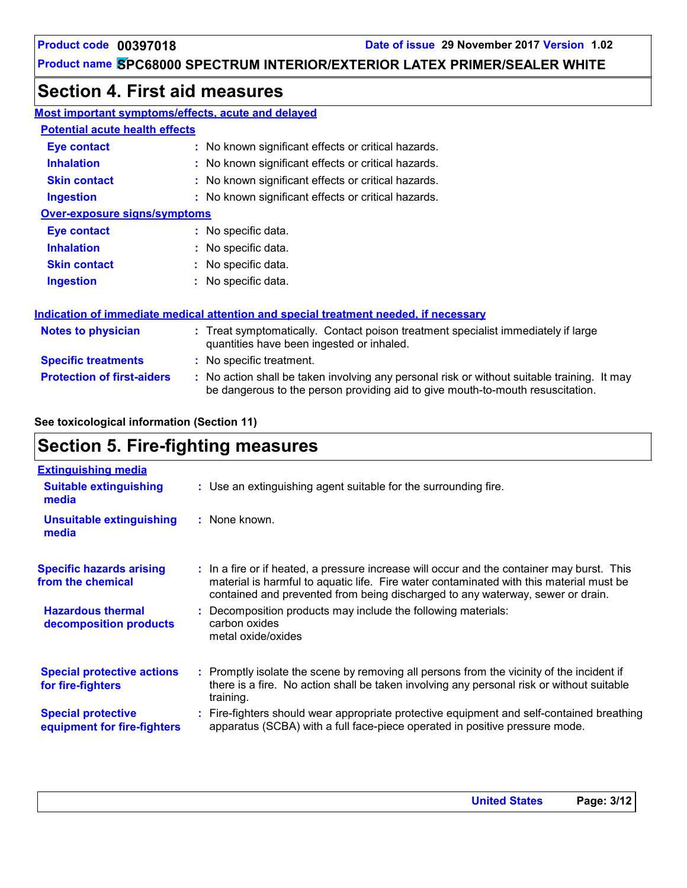## Section 4. First aid measures

### Most important symptoms/effects, acute and delayed

#### Potential acute health effects

| | |
|---|---|
| **Eye contact** | : No known significant effects or critical hazards. |
| **Inhalation** | : No known significant effects or critical hazards. |
| **Skin contact** | : No known significant effects or critical hazards. |
| **Ingestion** | : No known significant effects or critical hazards. |

#### Over-exposure signs/symptoms

| | |
|---|---|
| **Eye contact** | : No specific data. |
| **Inhalation** | : No specific data. |
| **Skin contact** | : No specific data. |
| **Ingestion** | : No specific data. |

### Indication of immediate medical attention and special treatment needed, if necessary

| | |
|---|---|
| **Notes to physician** | : Treat symptomatically. Contact poison treatment specialist immediately if large quantities have been ingested or inhaled. |
| **Specific treatments** | : No specific treatment. |
| **Protection of first-aiders** | : No action shall be taken involving any personal risk or without suitable training. It may be dangerous to the person providing aid to give mouth-to-mouth resuscitation. |

**See toxicological information (Section 11)**

## Section 5. Fire-fighting measures

### Extinguishing media

| | |
|---|---|
| **Suitable extinguishing media** | : Use an extinguishing agent suitable for the surrounding fire. |
| **Unsuitable extinguishing media** | : None known. |

| | |
|---|---|
| **Specific hazards arising from the chemical** | : In a fire or if heated, a pressure increase will occur and the container may burst. This material is harmful to aquatic life. Fire water contaminated with this material must be contained and prevented from being discharged to any waterway, sewer or drain. |
| **Hazardous thermal decomposition products** | : Decomposition products may include the following materials:<br>carbon oxides<br>metal oxide/oxides |
| **Special protective actions for fire-fighters** | : Promptly isolate the scene by removing all persons from the vicinity of the incident if there is a fire. No action shall be taken involving any personal risk or without suitable training. |
| **Special protective equipment for fire-fighters** | : Fire-fighters should wear appropriate protective equipment and self-contained breathing apparatus (SCBA) with a full face-piece operated in positive pressure mode. |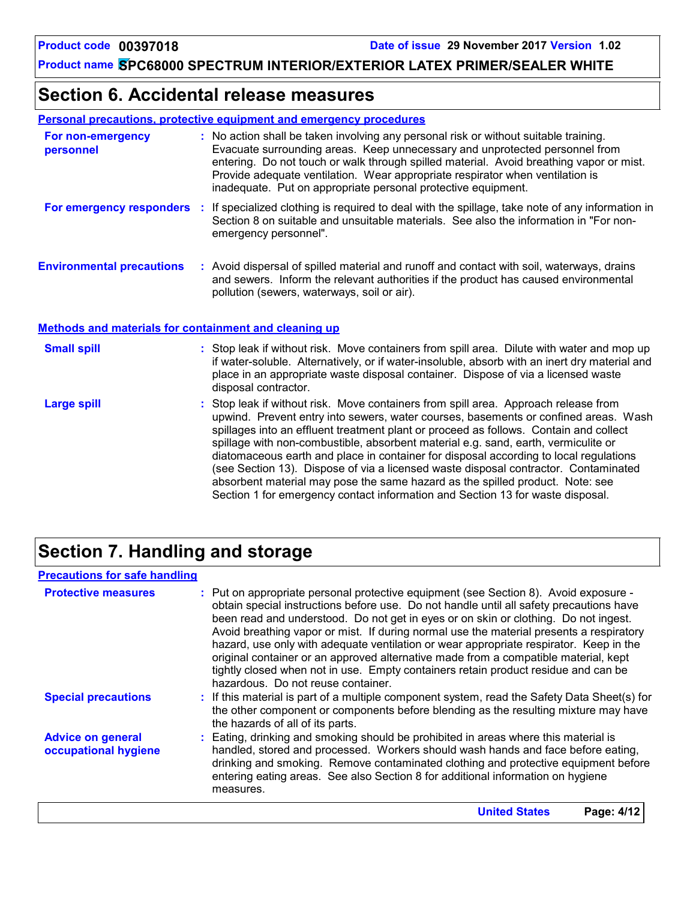## Section 6. Accidental release measures

**Personal precautions, protective equipment and emergency procedures**

**For non-emergency personnel** : No action shall be taken involving any personal risk or without suitable training. Evacuate surrounding areas. Keep unnecessary and unprotected personnel from entering. Do not touch or walk through spilled material. Avoid breathing vapor or mist. Provide adequate ventilation. Wear appropriate respirator when ventilation is inadequate. Put on appropriate personal protective equipment.

**For emergency responders** : If specialized clothing is required to deal with the spillage, take note of any information in Section 8 on suitable and unsuitable materials. See also the information in "For non-emergency personnel".

**Environmental precautions** : Avoid dispersal of spilled material and runoff and contact with soil, waterways, drains and sewers. Inform the relevant authorities if the product has caused environmental pollution (sewers, waterways, soil or air).

**Methods and materials for containment and cleaning up**

**Small spill** : Stop leak if without risk. Move containers from spill area. Dilute with water and mop up if water-soluble. Alternatively, or if water-insoluble, absorb with an inert dry material and place in an appropriate waste disposal container. Dispose of via a licensed waste disposal contractor.

**Large spill** : Stop leak if without risk. Move containers from spill area. Approach release from upwind. Prevent entry into sewers, water courses, basements or confined areas. Wash spillages into an effluent treatment plant or proceed as follows. Contain and collect spillage with non-combustible, absorbent material e.g. sand, earth, vermiculite or diatomaceous earth and place in container for disposal according to local regulations (see Section 13). Dispose of via a licensed waste disposal contractor. Contaminated absorbent material may pose the same hazard as the spilled product. Note: see Section 1 for emergency contact information and Section 13 for waste disposal.

## Section 7. Handling and storage

**Precautions for safe handling**

**Protective measures** : Put on appropriate personal protective equipment (see Section 8). Avoid exposure - obtain special instructions before use. Do not handle until all safety precautions have been read and understood. Do not get in eyes or on skin or clothing. Do not ingest. Avoid breathing vapor or mist. If during normal use the material presents a respiratory hazard, use only with adequate ventilation or wear appropriate respirator. Keep in the original container or an approved alternative made from a compatible material, kept tightly closed when not in use. Empty containers retain product residue and can be hazardous. Do not reuse container.

**Special precautions** : If this material is part of a multiple component system, read the Safety Data Sheet(s) for the other component or components before blending as the resulting mixture may have the hazards of all of its parts.

**Advice on general occupational hygiene** : Eating, drinking and smoking should be prohibited in areas where this material is handled, stored and processed. Workers should wash hands and face before eating, drinking and smoking. Remove contaminated clothing and protective equipment before entering eating areas. See also Section 8 for additional information on hygiene measures.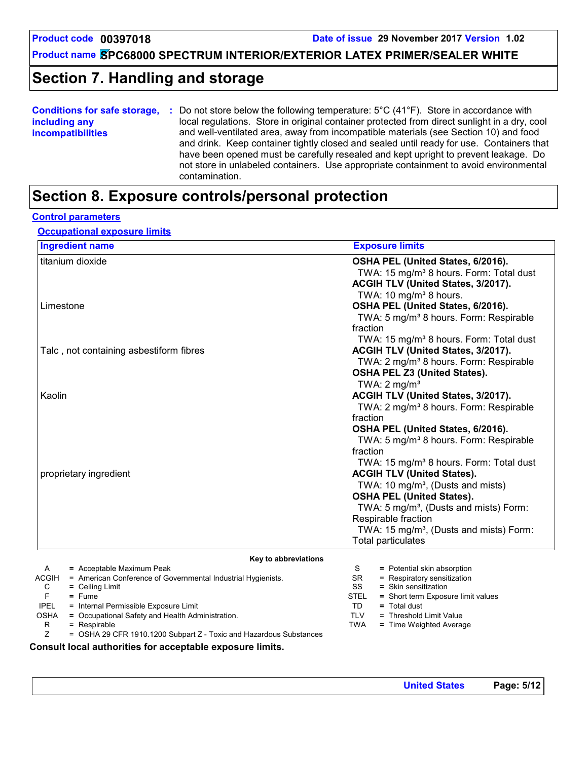# Section 7. Handling and storage

**Conditions for safe storage, including any incompatibilities** : Do not store below the following temperature: 5°C (41°F). Store in accordance with local regulations. Store in original container protected from direct sunlight in a dry, cool and well-ventilated area, away from incompatible materials (see Section 10) and food and drink. Keep container tightly closed and sealed until ready for use. Containers that have been opened must be carefully resealed and kept upright to prevent leakage. Do not store in unlabeled containers. Use appropriate containment to avoid environmental contamination.

# Section 8. Exposure controls/personal protection

## Control parameters

### Occupational exposure limits

| Ingredient name | Exposure limits |
|---|---|
| titanium dioxide | **OSHA PEL (United States, 6/2016).**<br>TWA: 15 mg/m³ 8 hours. Form: Total dust<br>**ACGIH TLV (United States, 3/2017).**<br>TWA: 10 mg/m³ 8 hours. |
| Limestone | **OSHA PEL (United States, 6/2016).**<br>TWA: 5 mg/m³ 8 hours. Form: Respirable fraction<br>TWA: 15 mg/m³ 8 hours. Form: Total dust |
| Talc , not containing asbestiform fibres | **ACGIH TLV (United States, 3/2017).**<br>TWA: 2 mg/m³ 8 hours. Form: Respirable<br>**OSHA PEL Z3 (United States).**<br>TWA: 2 mg/m³ |
| Kaolin | **ACGIH TLV (United States, 3/2017).**<br>TWA: 2 mg/m³ 8 hours. Form: Respirable fraction<br>**OSHA PEL (United States, 6/2016).**<br>TWA: 5 mg/m³ 8 hours. Form: Respirable fraction<br>TWA: 15 mg/m³ 8 hours. Form: Total dust |
| proprietary ingredient | **ACGIH TLV (United States).**<br>TWA: 10 mg/m³, (Dusts and mists)<br>**OSHA PEL (United States).**<br>TWA: 5 mg/m³, (Dusts and mists) Form: Respirable fraction<br>TWA: 15 mg/m³, (Dusts and mists) Form: Total particulates |

**Key to abbreviations**

| | | | |
|---|---|---|---|
| A | = Acceptable Maximum Peak | S | = Potential skin absorption |
| ACGIH | = American Conference of Governmental Industrial Hygienists. | SR | = Respiratory sensitization |
| C | = Ceiling Limit | SS | = Skin sensitization |
| F | = Fume | STEL | = Short term Exposure limit values |
| IPEL | = Internal Permissible Exposure Limit | TD | = Total dust |
| OSHA | = Occupational Safety and Health Administration. | TLV | = Threshold Limit Value |
| R | = Respirable | TWA | = Time Weighted Average |
| Z | = OSHA 29 CFR 1910.1200 Subpart Z - Toxic and Hazardous Substances | | |

**Consult local authorities for acceptable exposure limits.**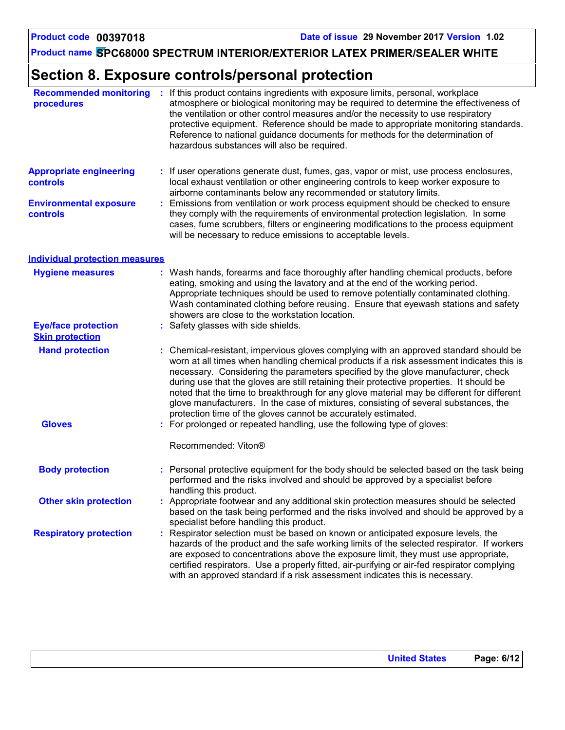# Section 8. Exposure controls/personal protection

**Recommended monitoring procedures** : If this product contains ingredients with exposure limits, personal, workplace atmosphere or biological monitoring may be required to determine the effectiveness of the ventilation or other control measures and/or the necessity to use respiratory protective equipment. Reference should be made to appropriate monitoring standards. Reference to national guidance documents for methods for the determination of hazardous substances will also be required.

**Appropriate engineering controls** : If user operations generate dust, fumes, gas, vapor or mist, use process enclosures, local exhaust ventilation or other engineering controls to keep worker exposure to airborne contaminants below any recommended or statutory limits.

**Environmental exposure controls** : Emissions from ventilation or work process equipment should be checked to ensure they comply with the requirements of environmental protection legislation. In some cases, fume scrubbers, filters or engineering modifications to the process equipment will be necessary to reduce emissions to acceptable levels.

## Individual protection measures

**Hygiene measures** : Wash hands, forearms and face thoroughly after handling chemical products, before eating, smoking and using the lavatory and at the end of the working period. Appropriate techniques should be used to remove potentially contaminated clothing. Wash contaminated clothing before reusing. Ensure that eyewash stations and safety showers are close to the workstation location.

**Eye/face protection** : Safety glasses with side shields.

### Skin protection

**Hand protection** : Chemical-resistant, impervious gloves complying with an approved standard should be worn at all times when handling chemical products if a risk assessment indicates this is necessary. Considering the parameters specified by the glove manufacturer, check during use that the gloves are still retaining their protective properties. It should be noted that the time to breakthrough for any glove material may be different for different glove manufacturers. In the case of mixtures, consisting of several substances, the protection time of the gloves cannot be accurately estimated.

**Gloves** : For prolonged or repeated handling, use the following type of gloves:

Recommended: Viton®

**Body protection** : Personal protective equipment for the body should be selected based on the task being performed and the risks involved and should be approved by a specialist before handling this product.

**Other skin protection** : Appropriate footwear and any additional skin protection measures should be selected based on the task being performed and the risks involved and should be approved by a specialist before handling this product.

**Respiratory protection** : Respirator selection must be based on known or anticipated exposure levels, the hazards of the product and the safe working limits of the selected respirator. If workers are exposed to concentrations above the exposure limit, they must use appropriate, certified respirators. Use a properly fitted, air-purifying or air-fed respirator complying with an approved standard if a risk assessment indicates this is necessary.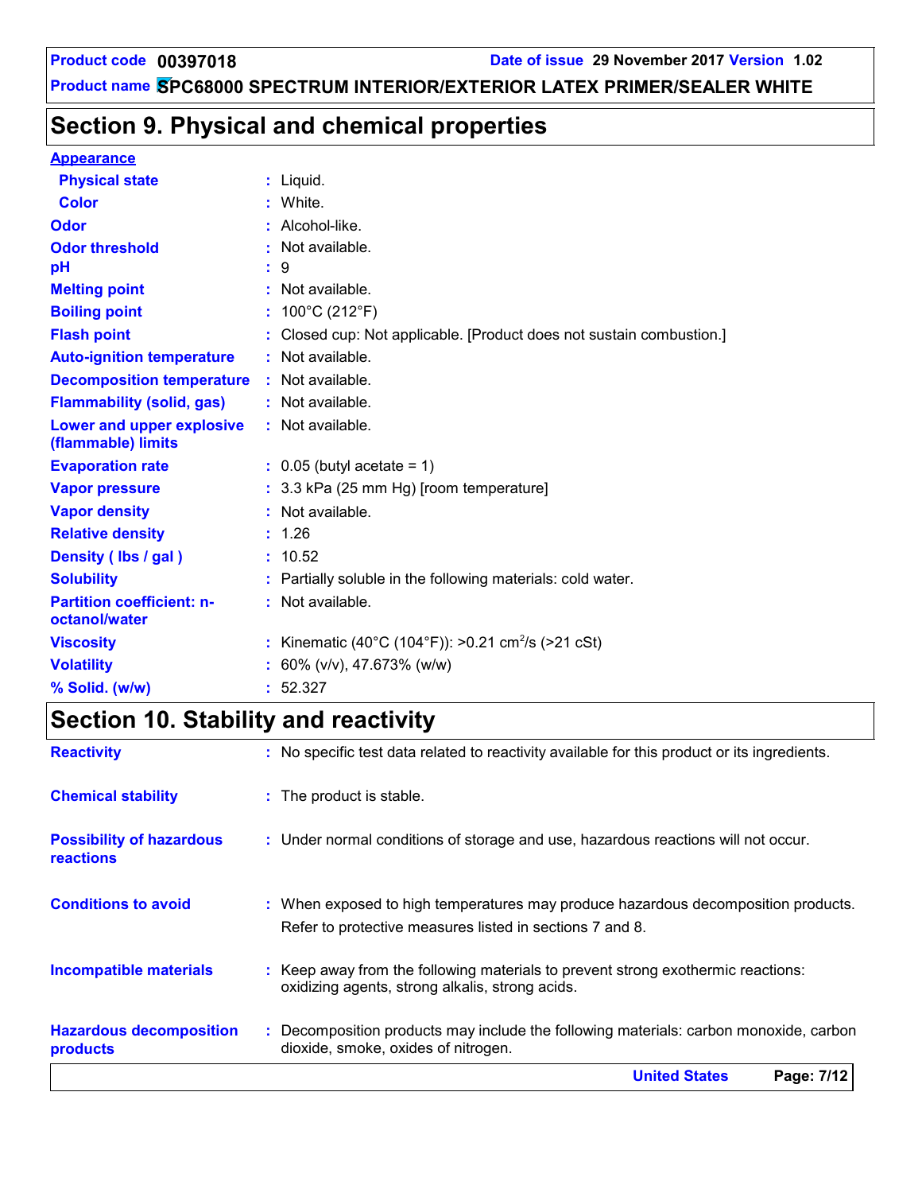## Section 9. Physical and chemical properties

**Appearance**

| Property | Value |
|---|---|
| Physical state | Liquid. |
| Color | White. |
| Odor | Alcohol-like. |
| Odor threshold | Not available. |
| pH | 9 |
| Melting point | Not available. |
| Boiling point | 100°C (212°F) |
| Flash point | Closed cup: Not applicable. [Product does not sustain combustion.] |
| Auto-ignition temperature | Not available. |
| Decomposition temperature | Not available. |
| Flammability (solid, gas) | Not available. |
| Lower and upper explosive (flammable) limits | Not available. |
| Evaporation rate | 0.05 (butyl acetate = 1) |
| Vapor pressure | 3.3 kPa (25 mm Hg) [room temperature] |
| Vapor density | Not available. |
| Relative density | 1.26 |
| Density ( lbs / gal ) | 10.52 |
| Solubility | Partially soluble in the following materials: cold water. |
| Partition coefficient: n-octanol/water | Not available. |
| Viscosity | Kinematic (40°C (104°F)): >0.21 $cm^2/s$ (>21 cSt) |
| Volatility | 60% (v/v), 47.673% (w/w) |
| % Solid. (w/w) | 52.327 |

## Section 10. Stability and reactivity

**Reactivity** : No specific test data related to reactivity available for this product or its ingredients.

**Chemical stability** : The product is stable.

**Possibility of hazardous reactions** : Under normal conditions of storage and use, hazardous reactions will not occur.

**Conditions to avoid** : When exposed to high temperatures may produce hazardous decomposition products. Refer to protective measures listed in sections 7 and 8.

**Incompatible materials** : Keep away from the following materials to prevent strong exothermic reactions: oxidizing agents, strong alkalis, strong acids.

**Hazardous decomposition products** : Decomposition products may include the following materials: carbon monoxide, carbon dioxide, smoke, oxides of nitrogen.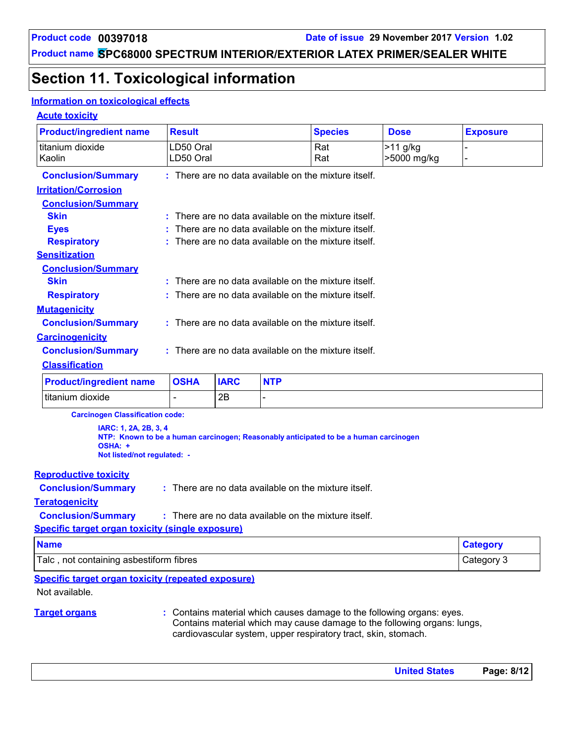## Section 11. Toxicological information

### Information on toxicological effects

#### Acute toxicity

| Product/ingredient name | Result | Species | Dose | Exposure |
|---|---|---|---|---|
| titanium dioxide | LD50 Oral | Rat | >11 g/kg | - |
| Kaolin | LD50 Oral | Rat | >5000 mg/kg | - |

**Conclusion/Summary** : There are no data available on the mixture itself.

#### Irritation/Corrosion

**Conclusion/Summary**

**Skin** : There are no data available on the mixture itself.

**Eyes** : There are no data available on the mixture itself.

**Respiratory** : There are no data available on the mixture itself.

#### Sensitization

**Conclusion/Summary**

**Skin** : There are no data available on the mixture itself.

**Respiratory** : There are no data available on the mixture itself.

#### Mutagenicity

**Conclusion/Summary** : There are no data available on the mixture itself.

#### Carcinogenicity

**Conclusion/Summary** : There are no data available on the mixture itself.

#### Classification

| Product/ingredient name | OSHA | IARC | NTP |
|---|---|---|---|
| titanium dioxide | - | 2B | - |

**Carcinogen Classification code:**

**IARC: 1, 2A, 2B, 3, 4**
**NTP: Known to be a human carcinogen; Reasonably anticipated to be a human carcinogen**
**OSHA: +**
**Not listed/not regulated: -**

#### Reproductive toxicity

**Conclusion/Summary** : There are no data available on the mixture itself.

#### Teratogenicity

**Conclusion/Summary** : There are no data available on the mixture itself.

#### Specific target organ toxicity (single exposure)

| Name | Category |
|---|---|
| Talc , not containing asbestiform fibres | Category 3 |

#### Specific target organ toxicity (repeated exposure)

Not available.

**Target organs** : Contains material which causes damage to the following organs: eyes. Contains material which may cause damage to the following organs: lungs, cardiovascular system, upper respiratory tract, skin, stomach.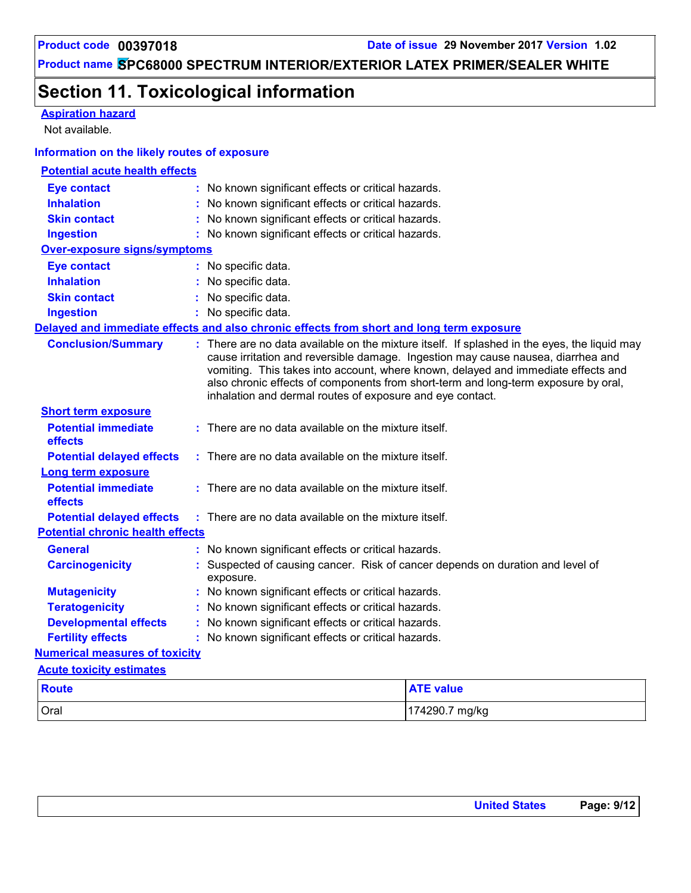## Section 11. Toxicological information

**Aspiration hazard**

Not available.

### Information on the likely routes of exposure

**Potential acute health effects**

**Eye contact** : No known significant effects or critical hazards.
**Inhalation** : No known significant effects or critical hazards.
**Skin contact** : No known significant effects or critical hazards.
**Ingestion** : No known significant effects or critical hazards.

**Over-exposure signs/symptoms**

**Eye contact** : No specific data.
**Inhalation** : No specific data.
**Skin contact** : No specific data.
**Ingestion** : No specific data.

**Delayed and immediate effects and also chronic effects from short and long term exposure**

**Conclusion/Summary** : There are no data available on the mixture itself. If splashed in the eyes, the liquid may cause irritation and reversible damage. Ingestion may cause nausea, diarrhea and vomiting. This takes into account, where known, delayed and immediate effects and also chronic effects of components from short-term and long-term exposure by oral, inhalation and dermal routes of exposure and eye contact.

**Short term exposure**

**Potential immediate effects** : There are no data available on the mixture itself.
**Potential delayed effects** : There are no data available on the mixture itself.

**Long term exposure**

**Potential immediate effects** : There are no data available on the mixture itself.
**Potential delayed effects** : There are no data available on the mixture itself.

**Potential chronic health effects**

**General** : No known significant effects or critical hazards.
**Carcinogenicity** : Suspected of causing cancer. Risk of cancer depends on duration and level of exposure.
**Mutagenicity** : No known significant effects or critical hazards.
**Teratogenicity** : No known significant effects or critical hazards.
**Developmental effects** : No known significant effects or critical hazards.
**Fertility effects** : No known significant effects or critical hazards.

**Numerical measures of toxicity**

**Acute toxicity estimates**

| Route | ATE value |
|---|---|
| Oral | 174290.7 mg/kg |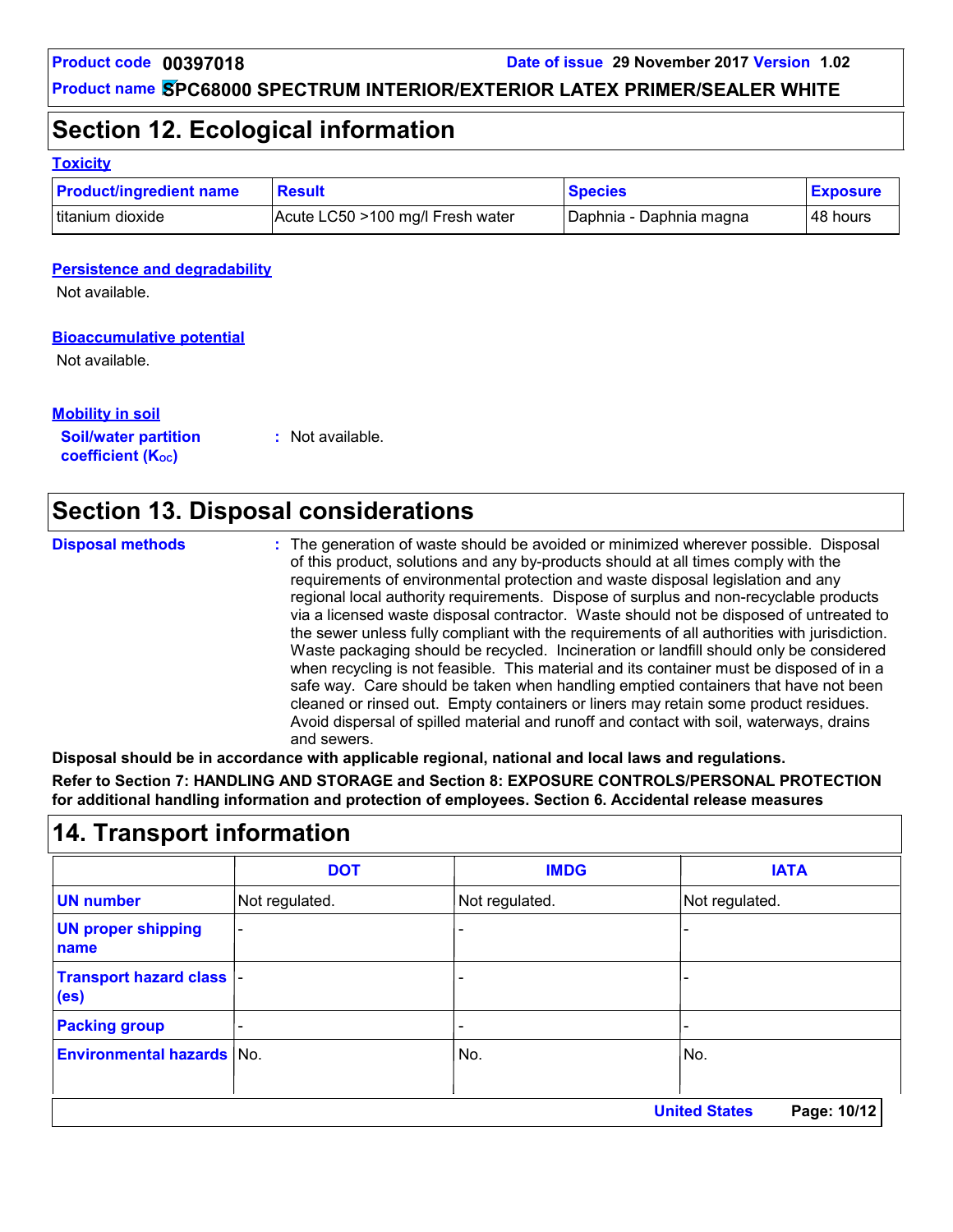## Section 12. Ecological information

### Toxicity

| Product/ingredient name | Result | Species | Exposure |
|---|---|---|---|
| titanium dioxide | Acute LC50 >100 mg/l Fresh water | Daphnia - Daphnia magna | 48 hours |

### Persistence and degradability

Not available.

### Bioaccumulative potential

Not available.

### Mobility in soil

**Soil/water partition coefficient ($K_{OC}$)** : Not available.

## Section 13. Disposal considerations

**Disposal methods** : The generation of waste should be avoided or minimized wherever possible. Disposal of this product, solutions and any by-products should at all times comply with the requirements of environmental protection and waste disposal legislation and any regional local authority requirements. Dispose of surplus and non-recyclable products via a licensed waste disposal contractor. Waste should not be disposed of untreated to the sewer unless fully compliant with the requirements of all authorities with jurisdiction. Waste packaging should be recycled. Incineration or landfill should only be considered when recycling is not feasible. This material and its container must be disposed of in a safe way. Care should be taken when handling emptied containers that have not been cleaned or rinsed out. Empty containers or liners may retain some product residues. Avoid dispersal of spilled material and runoff and contact with soil, waterways, drains and sewers.

**Disposal should be in accordance with applicable regional, national and local laws and regulations.**

**Refer to Section 7: HANDLING AND STORAGE and Section 8: EXPOSURE CONTROLS/PERSONAL PROTECTION for additional handling information and protection of employees. Section 6. Accidental release measures**

## 14. Transport information

| | DOT | IMDG | IATA |
|---|---|---|---|
| UN number | Not regulated. | Not regulated. | Not regulated. |
| UN proper shipping name | - | - | - |
| Transport hazard class (es) | - | - | - |
| Packing group | - | - | - |
| Environmental hazards | No. | No. | No. |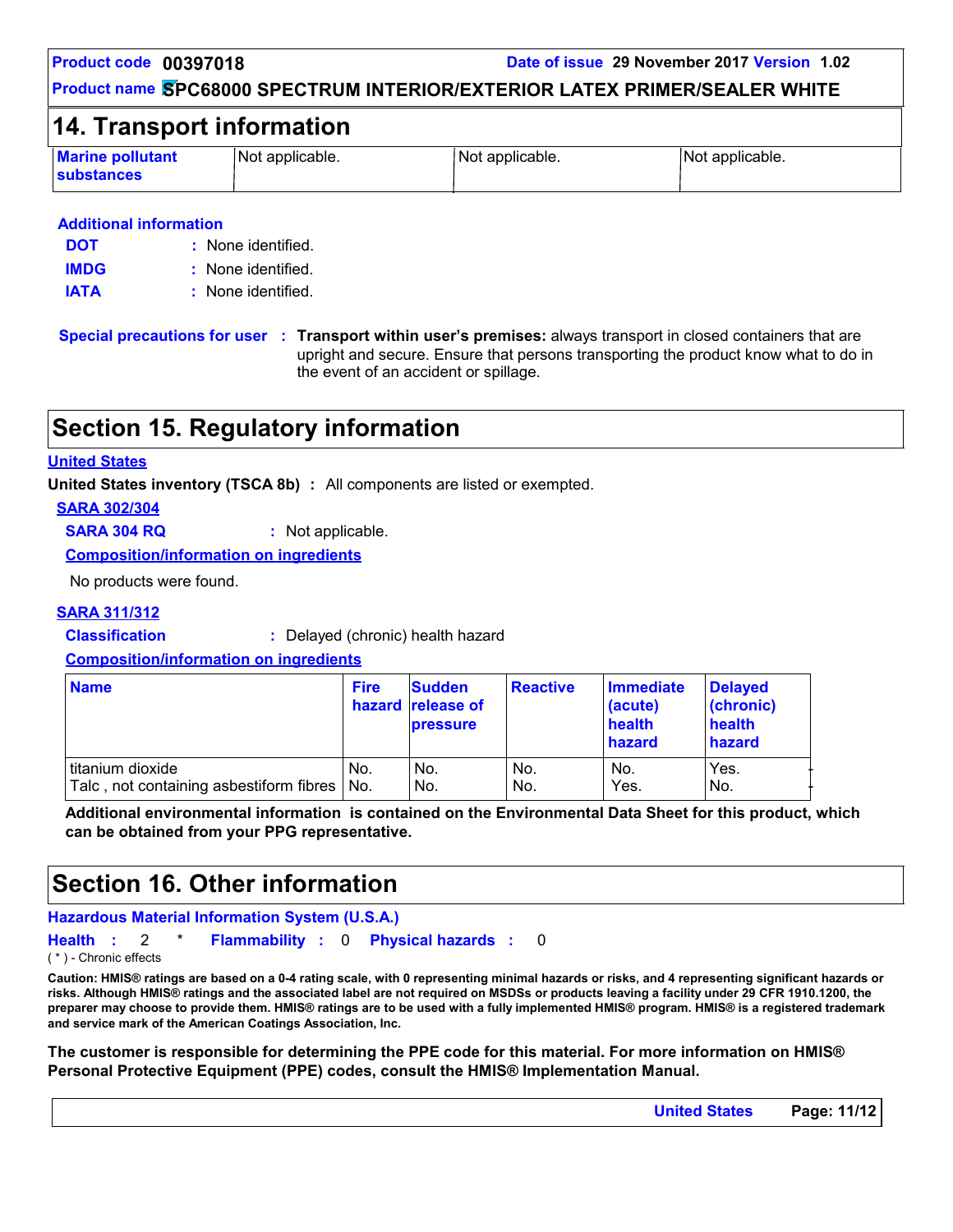## 14. Transport information

| Marine pollutant substances | Not applicable. | Not applicable. | Not applicable. |
|---|---|---|---|

**Additional information**

**DOT** : None identified.

**IMDG** : None identified.

**IATA** : None identified.

**Special precautions for user** : **Transport within user's premises:** always transport in closed containers that are upright and secure. Ensure that persons transporting the product know what to do in the event of an accident or spillage.

## Section 15. Regulatory information

**United States**

**United States inventory (TSCA 8b)** : All components are listed or exempted.

**SARA 302/304**

**SARA 304 RQ** : Not applicable.

**Composition/information on ingredients**

No products were found.

**SARA 311/312**

**Classification** : Delayed (chronic) health hazard

**Composition/information on ingredients**

| Name | Fire hazard | Sudden release of pressure | Reactive | Immediate (acute) health hazard | Delayed (chronic) health hazard |
|---|---|---|---|---|---|
| titanium dioxide | No. | No. | No. | No. | Yes. |
| Talc , not containing asbestiform fibres | No. | No. | No. | Yes. | No. |

**Additional environmental information is contained on the Environmental Data Sheet for this product, which can be obtained from your PPG representative.**

## Section 16. Other information

**Hazardous Material Information System (U.S.A.)**

**Health** : 2 * **Flammability** : 0 **Physical hazards** : 0

( * ) - Chronic effects

**Caution: HMIS® ratings are based on a 0-4 rating scale, with 0 representing minimal hazards or risks, and 4 representing significant hazards or risks. Although HMIS® ratings and the associated label are not required on MSDSs or products leaving a facility under 29 CFR 1910.1200, the preparer may choose to provide them. HMIS® ratings are to be used with a fully implemented HMIS® program. HMIS® is a registered trademark and service mark of the American Coatings Association, Inc.**

**The customer is responsible for determining the PPE code for this material. For more information on HMIS® Personal Protective Equipment (PPE) codes, consult the HMIS® Implementation Manual.**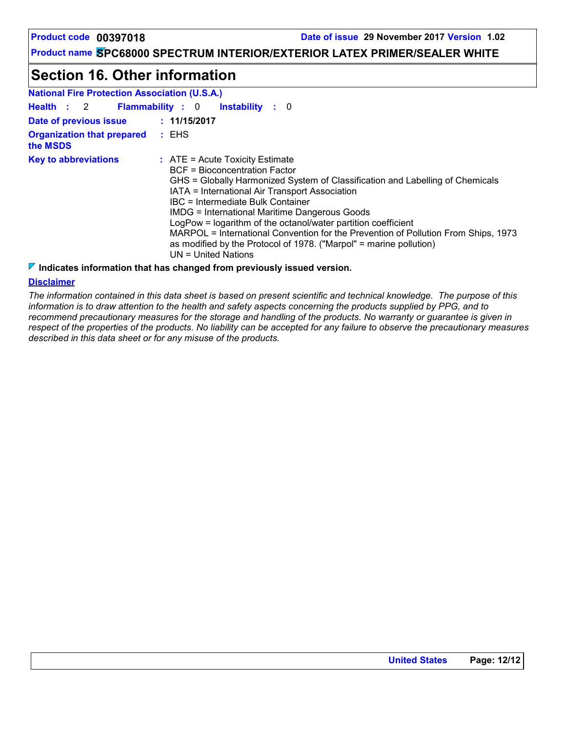# Section 16. Other information

**National Fire Protection Association (U.S.A.)**

**Health** : 2 **Flammability** : 0 **Instability** : 0

**Date of previous issue** : **11/15/2017**

**Organization that prepared the MSDS** : EHS

**Key to abbreviations** :
ATE = Acute Toxicity Estimate
BCF = Bioconcentration Factor
GHS = Globally Harmonized System of Classification and Labelling of Chemicals
IATA = International Air Transport Association
IBC = Intermediate Bulk Container
IMDG = International Maritime Dangerous Goods
LogPow = logarithm of the octanol/water partition coefficient
MARPOL = International Convention for the Prevention of Pollution From Ships, 1973 as modified by the Protocol of 1978. ("Marpol" = marine pollution)
UN = United Nations

**Indicates information that has changed from previously issued version.**

**Disclaimer**

*The information contained in this data sheet is based on present scientific and technical knowledge. The purpose of this information is to draw attention to the health and safety aspects concerning the products supplied by PPG, and to recommend precautionary measures for the storage and handling of the products. No warranty or guarantee is given in respect of the properties of the products. No liability can be accepted for any failure to observe the precautionary measures described in this data sheet or for any misuse of the products.*